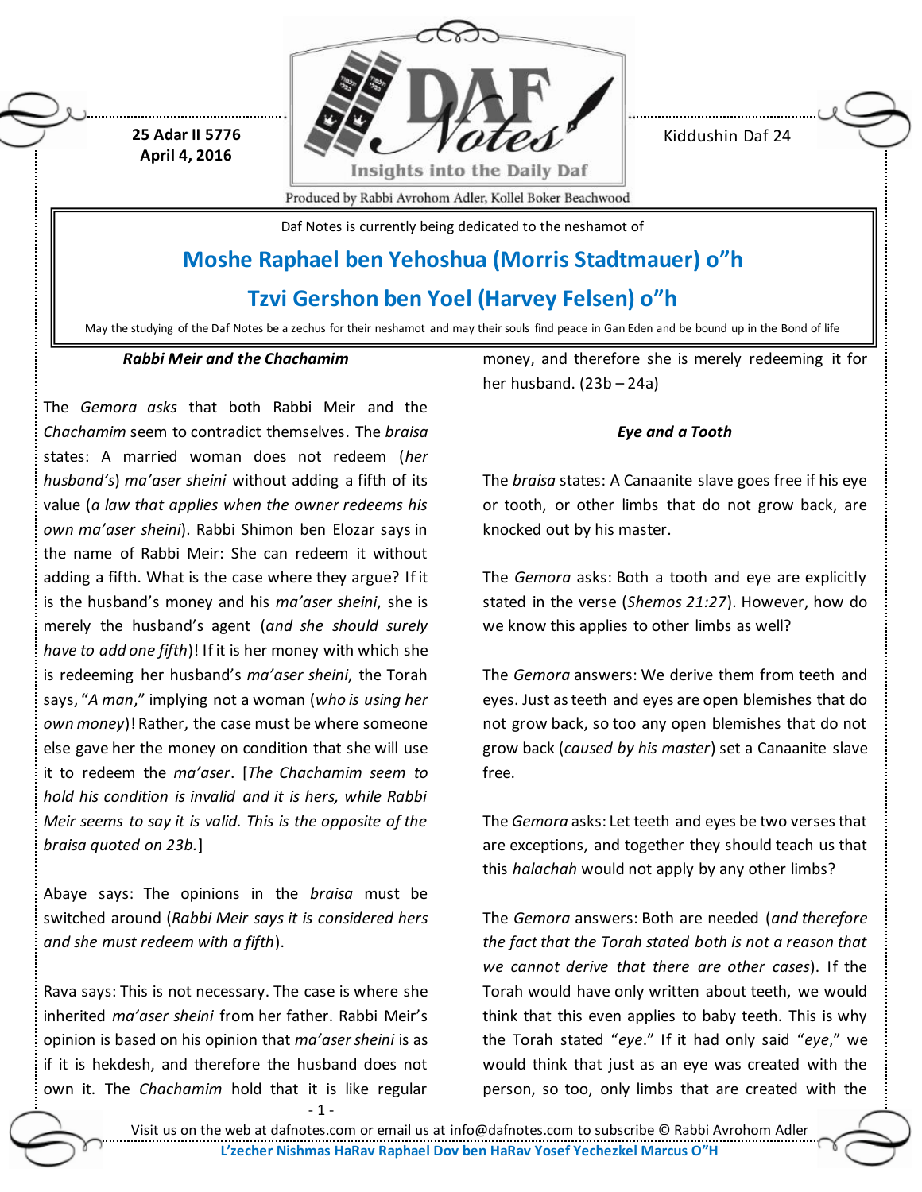25 Adar II 5776
April 4, 2016

Kiddushin Daf 24

Daf Notes is currently being dedicated to the neshamot of

**Moshe Raphael ben Yehoshua (Morris Stadtmauer) o"h**

**Tzvi Gershon ben Yoel (Harvey Felsen) o"h**

May the studying of the Daf Notes be a zechus for their neshamot and may their souls find peace in Gan Eden and be bound up in the Bond of life

### *Rabbi Meir and the Chachamim*

The *Gemora asks* that both Rabbi Meir and the *Chachamim* seem to contradict themselves. The *braisa* states: A married woman does not redeem (*her husband's*) *ma'aser sheini* without adding a fifth of its value (*a law that applies when the owner redeems his own ma'aser sheini*). Rabbi Shimon ben Elozar says in the name of Rabbi Meir: She can redeem it without adding a fifth. What is the case where they argue? If it is the husband's money and his *ma'aser sheini*, she is merely the husband's agent (*and she should surely have to add one fifth*)! If it is her money with which she is redeeming her husband's *ma'aser sheini*, the Torah says, "*A man*," implying not a woman (*who is using her own money*)! Rather, the case must be where someone else gave her the money on condition that she will use it to redeem the *ma'aser*. [*The Chachamim seem to hold his condition is invalid and it is hers, while Rabbi Meir seems to say it is valid. This is the opposite of the braisa quoted on 23b.*]

Abaye says: The opinions in the *braisa* must be switched around (*Rabbi Meir says it is considered hers and she must redeem with a fifth*).

Rava says: This is not necessary. The case is where she inherited *ma'aser sheini* from her father. Rabbi Meir's opinion is based on his opinion that *ma'aser sheini* is as if it is hekdesh, and therefore the husband does not own it. The *Chachamim* hold that it is like regular money, and therefore she is merely redeeming it for her husband. (23b – 24a)

### *Eye and a Tooth*

The *braisa* states: A Canaanite slave goes free if his eye or tooth, or other limbs that do not grow back, are knocked out by his master.

The *Gemora* asks: Both a tooth and eye are explicitly stated in the verse (*Shemos 21:27*). However, how do we know this applies to other limbs as well?

The *Gemora* answers: We derive them from teeth and eyes. Just as teeth and eyes are open blemishes that do not grow back, so too any open blemishes that do not grow back (*caused by his master*) set a Canaanite slave free.

The *Gemora* asks: Let teeth and eyes be two verses that are exceptions, and together they should teach us that this *halachah* would not apply by any other limbs?

The *Gemora* answers: Both are needed (*and therefore the fact that the Torah stated both is not a reason that we cannot derive that there are other cases*). If the Torah would have only written about teeth, we would think that this even applies to baby teeth. This is why the Torah stated "*eye*." If it had only said "*eye*," we would think that just as an eye was created with the person, so too, only limbs that are created with the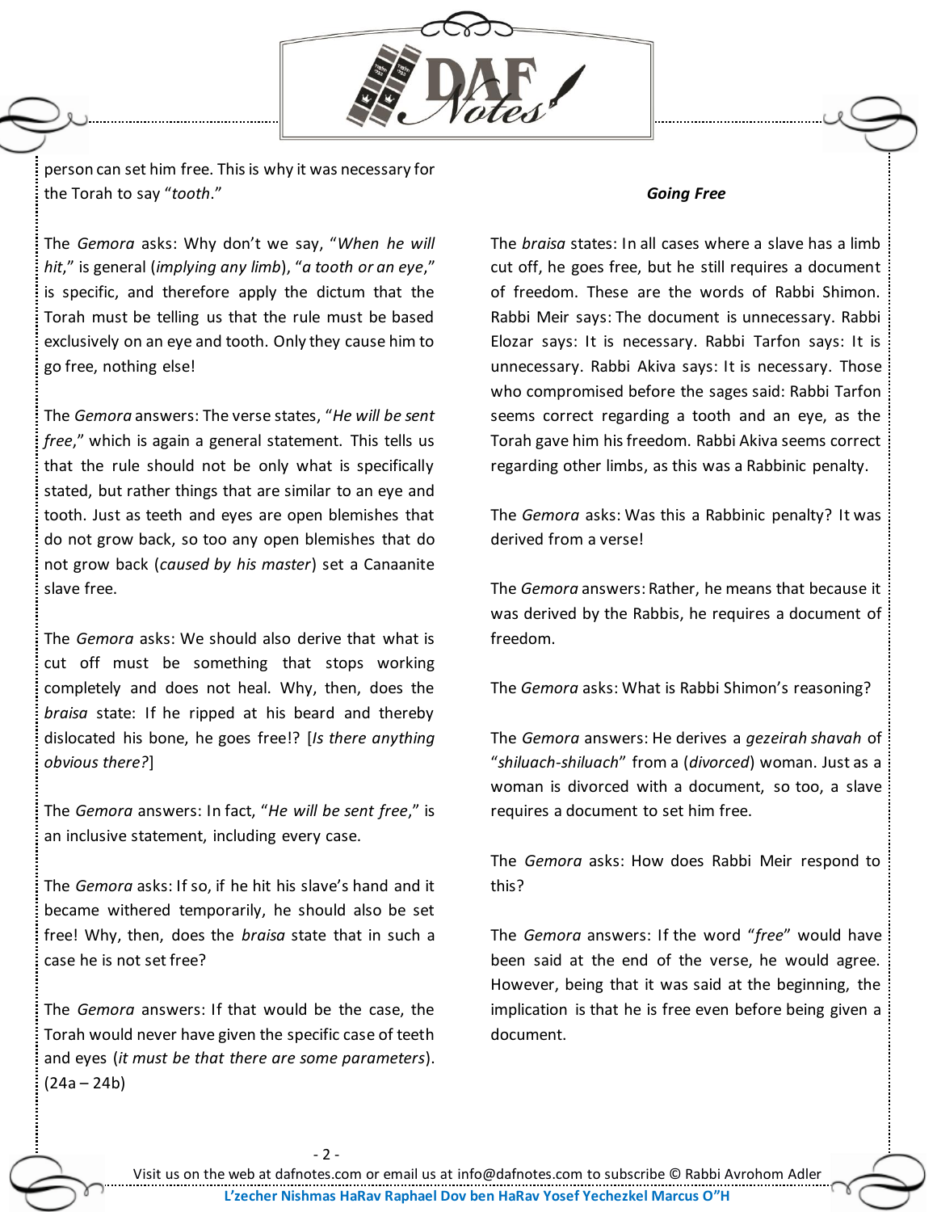person can set him free. This is why it was necessary for the Torah to say "*tooth*."

The *Gemora* asks: Why don't we say, "*When he will hit*," is general (*implying any limb*), "*a tooth or an eye*," is specific, and therefore apply the dictum that the Torah must be telling us that the rule must be based exclusively on an eye and tooth. Only they cause him to go free, nothing else!

The *Gemora* answers: The verse states, "*He will be sent free*," which is again a general statement. This tells us that the rule should not be only what is specifically stated, but rather things that are similar to an eye and tooth. Just as teeth and eyes are open blemishes that do not grow back, so too any open blemishes that do not grow back (*caused by his master*) set a Canaanite slave free.

The *Gemora* asks: We should also derive that what is cut off must be something that stops working completely and does not heal. Why, then, does the *braisa* state: If he ripped at his beard and thereby dislocated his bone, he goes free!? [*Is there anything obvious there?*]

The *Gemora* answers: In fact, "*He will be sent free*," is an inclusive statement, including every case.

The *Gemora* asks: If so, if he hit his slave's hand and it became withered temporarily, he should also be set free! Why, then, does the *braisa* state that in such a case he is not set free?

The *Gemora* answers: If that would be the case, the Torah would never have given the specific case of teeth and eyes (*it must be that there are some parameters*). (24a – 24b)

***Going Free***

The *braisa* states: In all cases where a slave has a limb cut off, he goes free, but he still requires a document of freedom. These are the words of Rabbi Shimon. Rabbi Meir says: The document is unnecessary. Rabbi Elozar says: It is necessary. Rabbi Tarfon says: It is unnecessary. Rabbi Akiva says: It is necessary. Those who compromised before the sages said: Rabbi Tarfon seems correct regarding a tooth and an eye, as the Torah gave him his freedom. Rabbi Akiva seems correct regarding other limbs, as this was a Rabbinic penalty.

The *Gemora* asks: Was this a Rabbinic penalty? It was derived from a verse!

The *Gemora* answers: Rather, he means that because it was derived by the Rabbis, he requires a document of freedom.

The *Gemora* asks: What is Rabbi Shimon's reasoning?

The *Gemora* answers: He derives a *gezeirah shavah* of "*shiluach-shiluach*" from a (*divorced*) woman. Just as a woman is divorced with a document, so too, a slave requires a document to set him free.

The *Gemora* asks: How does Rabbi Meir respond to this?

The *Gemora* answers: If the word "*free*" would have been said at the end of the verse, he would agree. However, being that it was said at the beginning, the implication is that he is free even before being given a document.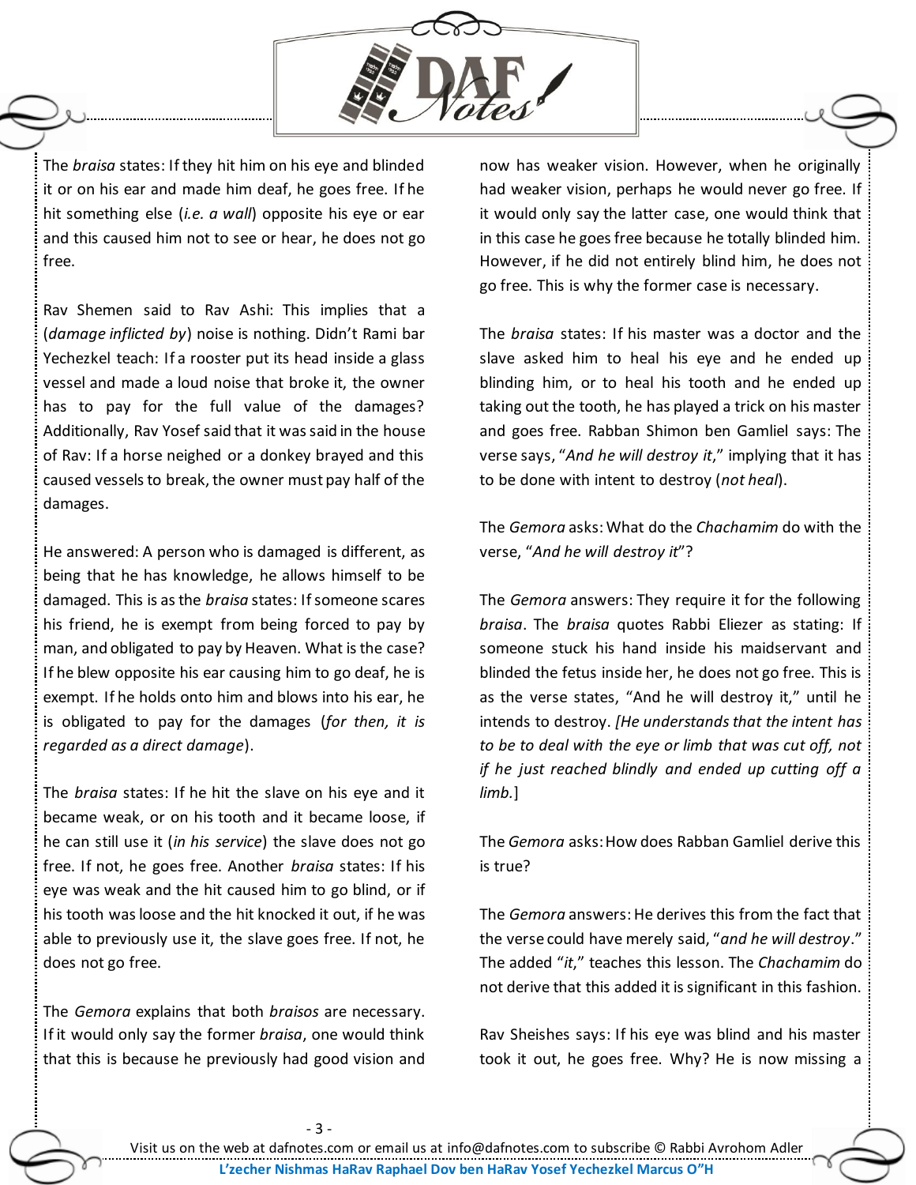The *braisa* states: If they hit him on his eye and blinded it or on his ear and made him deaf, he goes free. If he hit something else (*i.e. a wall*) opposite his eye or ear and this caused him not to see or hear, he does not go free.

Rav Shemen said to Rav Ashi: This implies that a (*damage inflicted by*) noise is nothing. Didn't Rami bar Yechezkel teach: If a rooster put its head inside a glass vessel and made a loud noise that broke it, the owner has to pay for the full value of the damages? Additionally, Rav Yosef said that it was said in the house of Rav: If a horse neighed or a donkey brayed and this caused vessels to break, the owner must pay half of the damages.

He answered: A person who is damaged is different, as being that he has knowledge, he allows himself to be damaged. This is as the *braisa* states: If someone scares his friend, he is exempt from being forced to pay by man, and obligated to pay by Heaven. What is the case? If he blew opposite his ear causing him to go deaf, he is exempt. If he holds onto him and blows into his ear, he is obligated to pay for the damages (*for then, it is regarded as a direct damage*).

The *braisa* states: If he hit the slave on his eye and it became weak, or on his tooth and it became loose, if he can still use it (*in his service*) the slave does not go free. If not, he goes free. Another *braisa* states: If his eye was weak and the hit caused him to go blind, or if his tooth was loose and the hit knocked it out, if he was able to previously use it, the slave goes free. If not, he does not go free.

The *Gemora* explains that both *braisos* are necessary. If it would only say the former *braisa*, one would think that this is because he previously had good vision and now has weaker vision. However, when he originally had weaker vision, perhaps he would never go free. If it would only say the latter case, one would think that in this case he goes free because he totally blinded him. However, if he did not entirely blind him, he does not go free. This is why the former case is necessary.

The *braisa* states: If his master was a doctor and the slave asked him to heal his eye and he ended up blinding him, or to heal his tooth and he ended up taking out the tooth, he has played a trick on his master and goes free. Rabban Shimon ben Gamliel says: The verse says, "*And he will destroy it*," implying that it has to be done with intent to destroy (*not heal*).

The *Gemora* asks: What do the *Chachamim* do with the verse, "*And he will destroy it*"?

The *Gemora* answers: They require it for the following *braisa*. The *braisa* quotes Rabbi Eliezer as stating: If someone stuck his hand inside his maidservant and blinded the fetus inside her, he does not go free. This is as the verse states, "And he will destroy it," until he intends to destroy. *[He understands that the intent has to be to deal with the eye or limb that was cut off, not if he just reached blindly and ended up cutting off a limb.]*

The *Gemora* asks: How does Rabban Gamliel derive this is true?

The *Gemora* answers: He derives this from the fact that the verse could have merely said, "*and he will destroy*." The added "*it*," teaches this lesson. The *Chachamim* do not derive that this added it is significant in this fashion.

Rav Sheishes says: If his eye was blind and his master took it out, he goes free. Why? He is now missing a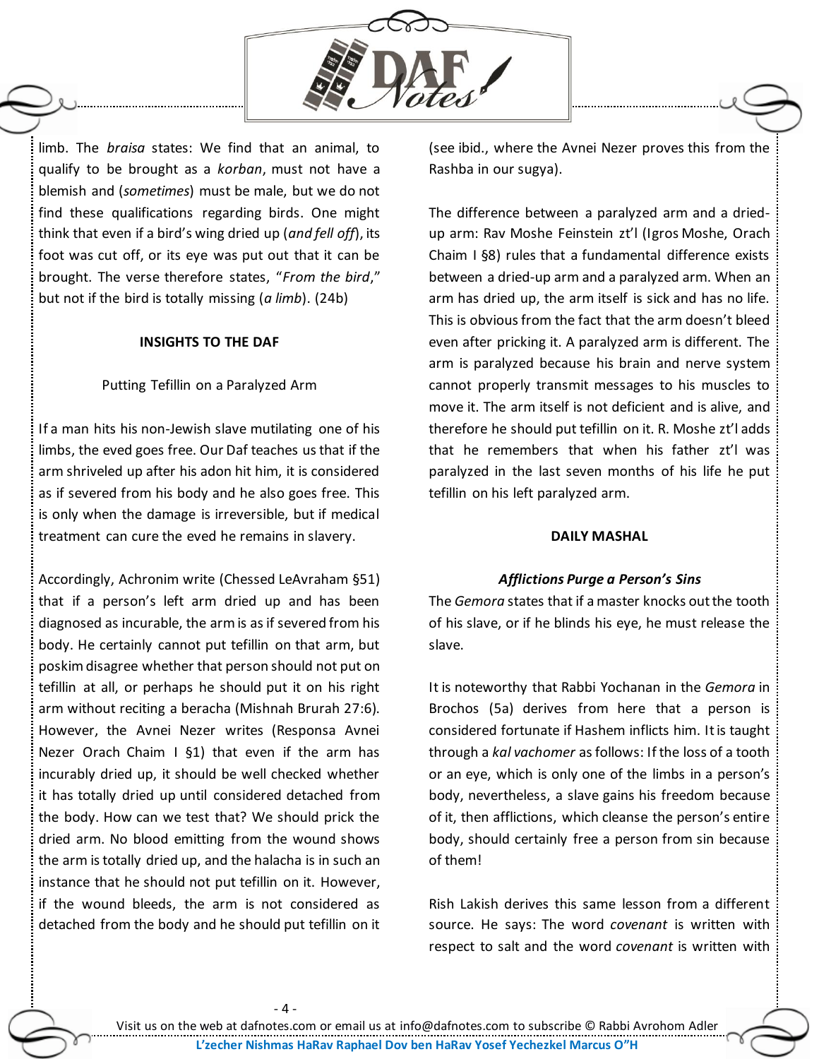limb. The *braisa* states: We find that an animal, to qualify to be brought as a *korban*, must not have a blemish and (*sometimes*) must be male, but we do not find these qualifications regarding birds. One might think that even if a bird's wing dried up (*and fell off*), its foot was cut off, or its eye was put out that it can be brought. The verse therefore states, "*From the bird*," but not if the bird is totally missing (*a limb*). (24b)

**INSIGHTS TO THE DAF**

Putting Tefillin on a Paralyzed Arm

If a man hits his non-Jewish slave mutilating one of his limbs, the eved goes free. Our Daf teaches us that if the arm shriveled up after his adon hit him, it is considered as if severed from his body and he also goes free. This is only when the damage is irreversible, but if medical treatment can cure the eved he remains in slavery.

Accordingly, Achronim write (Chessed LeAvraham §51) that if a person's left arm dried up and has been diagnosed as incurable, the arm is as if severed from his body. He certainly cannot put tefillin on that arm, but poskim disagree whether that person should not put on tefillin at all, or perhaps he should put it on his right arm without reciting a beracha (Mishnah Brurah 27:6). However, the Avnei Nezer writes (Responsa Avnei Nezer Orach Chaim I §1) that even if the arm has incurably dried up, it should be well checked whether it has totally dried up until considered detached from the body. How can we test that? We should prick the dried arm. No blood emitting from the wound shows the arm is totally dried up, and the halacha is in such an instance that he should not put tefillin on it. However, if the wound bleeds, the arm is not considered as detached from the body and he should put tefillin on it (see ibid., where the Avnei Nezer proves this from the Rashba in our sugya).

The difference between a paralyzed arm and a dried-up arm: Rav Moshe Feinstein zt'l (Igros Moshe, Orach Chaim I §8) rules that a fundamental difference exists between a dried-up arm and a paralyzed arm. When an arm has dried up, the arm itself is sick and has no life. This is obvious from the fact that the arm doesn't bleed even after pricking it. A paralyzed arm is different. The arm is paralyzed because his brain and nerve system cannot properly transmit messages to his muscles to move it. The arm itself is not deficient and is alive, and therefore he should put tefillin on it. R. Moshe zt'l adds that he remembers that when his father zt'l was paralyzed in the last seven months of his life he put tefillin on his left paralyzed arm.

**DAILY MASHAL**

***Afflictions Purge a Person's Sins***

The *Gemora* states that if a master knocks out the tooth of his slave, or if he blinds his eye, he must release the slave.

It is noteworthy that Rabbi Yochanan in the *Gemora* in Brochos (5a) derives from here that a person is considered fortunate if Hashem inflicts him. It is taught through a *kal vachomer* as follows: If the loss of a tooth or an eye, which is only one of the limbs in a person's body, nevertheless, a slave gains his freedom because of it, then afflictions, which cleanse the person's entire body, should certainly free a person from sin because of them!

Rish Lakish derives this same lesson from a different source. He says: The word *covenant* is written with respect to salt and the word *covenant* is written with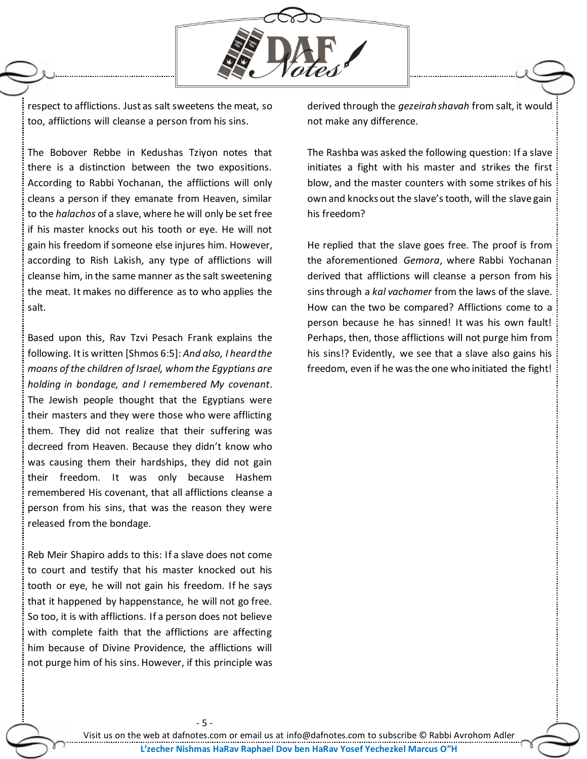respect to afflictions. Just as salt sweetens the meat, so too, afflictions will cleanse a person from his sins.

The Bobover Rebbe in Kedushas Tziyon notes that there is a distinction between the two expositions. According to Rabbi Yochanan, the afflictions will only cleans a person if they emanate from Heaven, similar to the *halachos* of a slave, where he will only be set free if his master knocks out his tooth or eye. He will not gain his freedom if someone else injures him. However, according to Rish Lakish, any type of afflictions will cleanse him, in the same manner as the salt sweetening the meat. It makes no difference as to who applies the salt.

Based upon this, Rav Tzvi Pesach Frank explains the following. It is written [Shmos 6:5]: *And also, I heard the moans of the children of Israel, whom the Egyptians are holding in bondage, and I remembered My covenant*. The Jewish people thought that the Egyptians were their masters and they were those who were afflicting them. They did not realize that their suffering was decreed from Heaven. Because they didn't know who was causing them their hardships, they did not gain their freedom. It was only because Hashem remembered His covenant, that all afflictions cleanse a person from his sins, that was the reason they were released from the bondage.

Reb Meir Shapiro adds to this: If a slave does not come to court and testify that his master knocked out his tooth or eye, he will not gain his freedom. If he says that it happened by happenstance, he will not go free. So too, it is with afflictions. If a person does not believe with complete faith that the afflictions are affecting him because of Divine Providence, the afflictions will not purge him of his sins. However, if this principle was derived through the *gezeirah shavah* from salt, it would not make any difference.

The Rashba was asked the following question: If a slave initiates a fight with his master and strikes the first blow, and the master counters with some strikes of his own and knocks out the slave's tooth, will the slave gain his freedom?

He replied that the slave goes free. The proof is from the aforementioned *Gemora*, where Rabbi Yochanan derived that afflictions will cleanse a person from his sins through a *kal vachomer* from the laws of the slave. How can the two be compared? Afflictions come to a person because he has sinned! It was his own fault! Perhaps, then, those afflictions will not purge him from his sins!? Evidently, we see that a slave also gains his freedom, even if he was the one who initiated the fight!